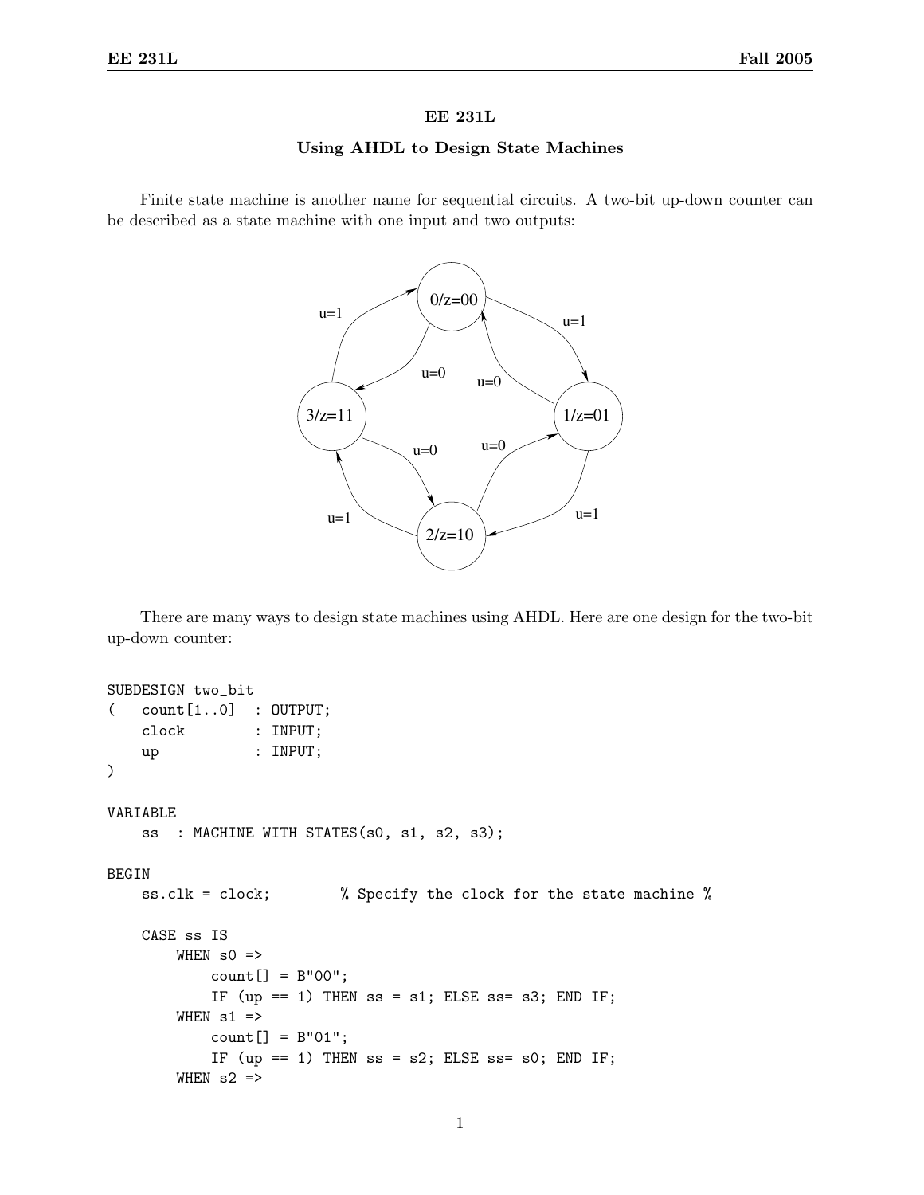## EE 231L

### Using AHDL to Design State Machines

Finite state machine is another name for sequential circuits. A two-bit up-down counter can be described as a state machine with one input and two outputs:

There are many ways to design state machines using AHDL. Here are one design for the two-bit up-down counter:

```
SUBDESIGN two_bit
(   count[1..0]  : OUTPUT;
    clock        : INPUT;
    up           : INPUT;
)

VARIABLE
    ss  : MACHINE WITH STATES(s0, s1, s2, s3);

BEGIN
    ss.clk = clock;        % Specify the clock for the state machine %

    CASE ss IS
        WHEN s0 =>
            count[] = B"00";
            IF (up == 1) THEN ss = s1; ELSE ss= s3; END IF;
        WHEN s1 =>
            count[] = B"01";
            IF (up == 1) THEN ss = s2; ELSE ss= s0; END IF;
        WHEN s2 =>
```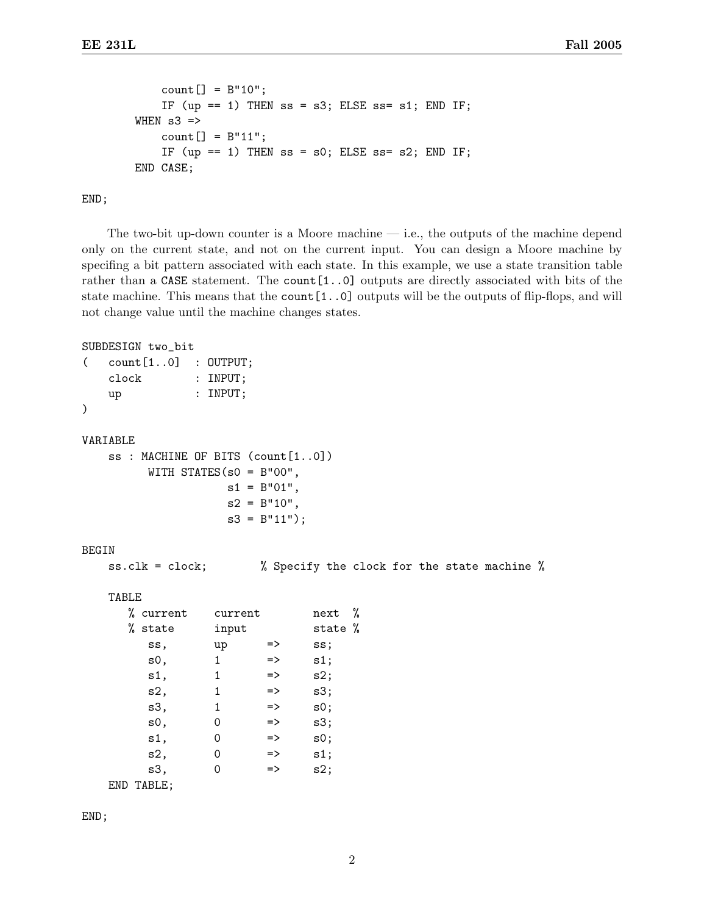```
            count[] = B"10";
            IF (up == 1) THEN ss = s3; ELSE ss= s1; END IF;
        WHEN s3 =>
            count[] = B"11";
            IF (up == 1) THEN ss = s0; ELSE ss= s2; END IF;
        END CASE;

END;
```

The two-bit up-down counter is a Moore machine — i.e., the outputs of the machine depend only on the current state, and not on the current input. You can design a Moore machine by specifing a bit pattern associated with each state. In this example, we use a state transition table rather than a `CASE` statement. The `count[1..0]` outputs are directly associated with bits of the state machine. This means that the `count[1..0]` outputs will be the outputs of flip-flops, and will not change value until the machine changes states.

```
SUBDESIGN two_bit
(   count[1..0]   : OUTPUT;
    clock         : INPUT;
    up            : INPUT;
)

VARIABLE
    ss : MACHINE OF BITS (count[1..0])
         WITH STATES(s0 = B"00",
                     s1 = B"01",
                     s2 = B"10",
                     s3 = B"11");

BEGIN
    ss.clk = clock;        % Specify the clock for the state machine %

    TABLE
       % current    current        next  %
       % state      input          state %
          ss,       up      =>     ss;
          s0,       1       =>     s1;
          s1,       1       =>     s2;
          s2,       1       =>     s3;
          s3,       1       =>     s0;
          s0,       0       =>     s3;
          s1,       0       =>     s0;
          s2,       0       =>     s1;
          s3,       0       =>     s2;
    END TABLE;

END;
```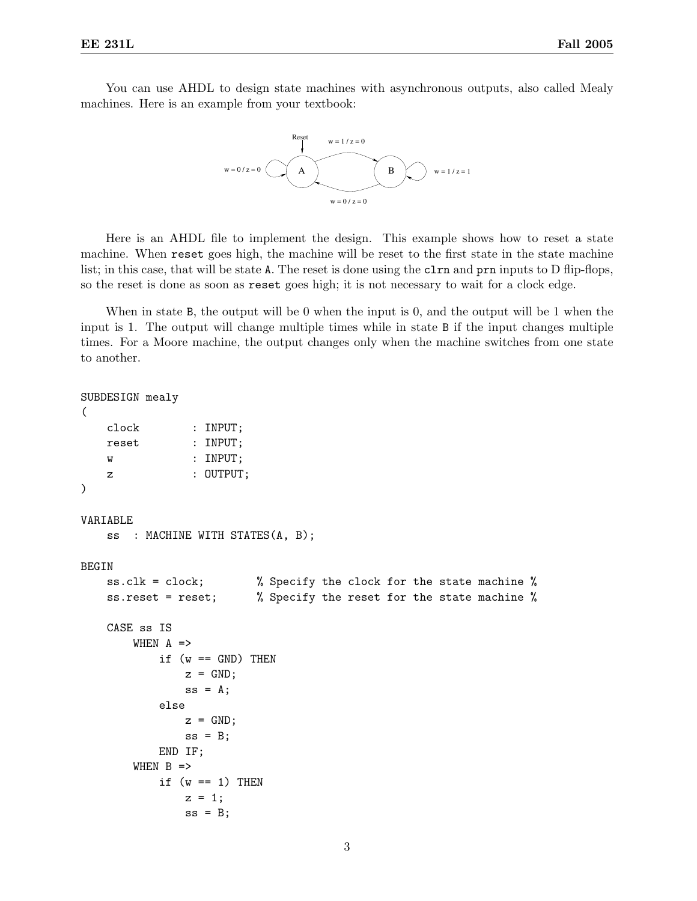You can use AHDL to design state machines with asynchronous outputs, also called Mealy machines. Here is an example from your textbook:

Here is an AHDL file to implement the design. This example shows how to reset a state machine. When `reset` goes high, the machine will be reset to the first state in the state machine list; in this case, that will be state `A`. The reset is done using the `clrn` and `prn` inputs to D flip-flops, so the reset is done as soon as `reset` goes high; it is not necessary to wait for a clock edge.

When in state `B`, the output will be 0 when the input is 0, and the output will be 1 when the input is 1. The output will change multiple times while in state `B` if the input changes multiple times. For a Moore machine, the output changes only when the machine switches from one state to another.

```
SUBDESIGN mealy
(
    clock        : INPUT;
    reset        : INPUT;
    w            : INPUT;
    z            : OUTPUT;
)

VARIABLE
    ss  : MACHINE WITH STATES(A, B);

BEGIN
    ss.clk = clock;         % Specify the clock for the state machine %
    ss.reset = reset;       % Specify the reset for the state machine %

    CASE ss IS
        WHEN A =>
            if (w == GND) THEN
                z = GND;
                ss = A;
            else
                z = GND;
                ss = B;
            END IF;
        WHEN B =>
            if (w == 1) THEN
                z = 1;
                ss = B;
```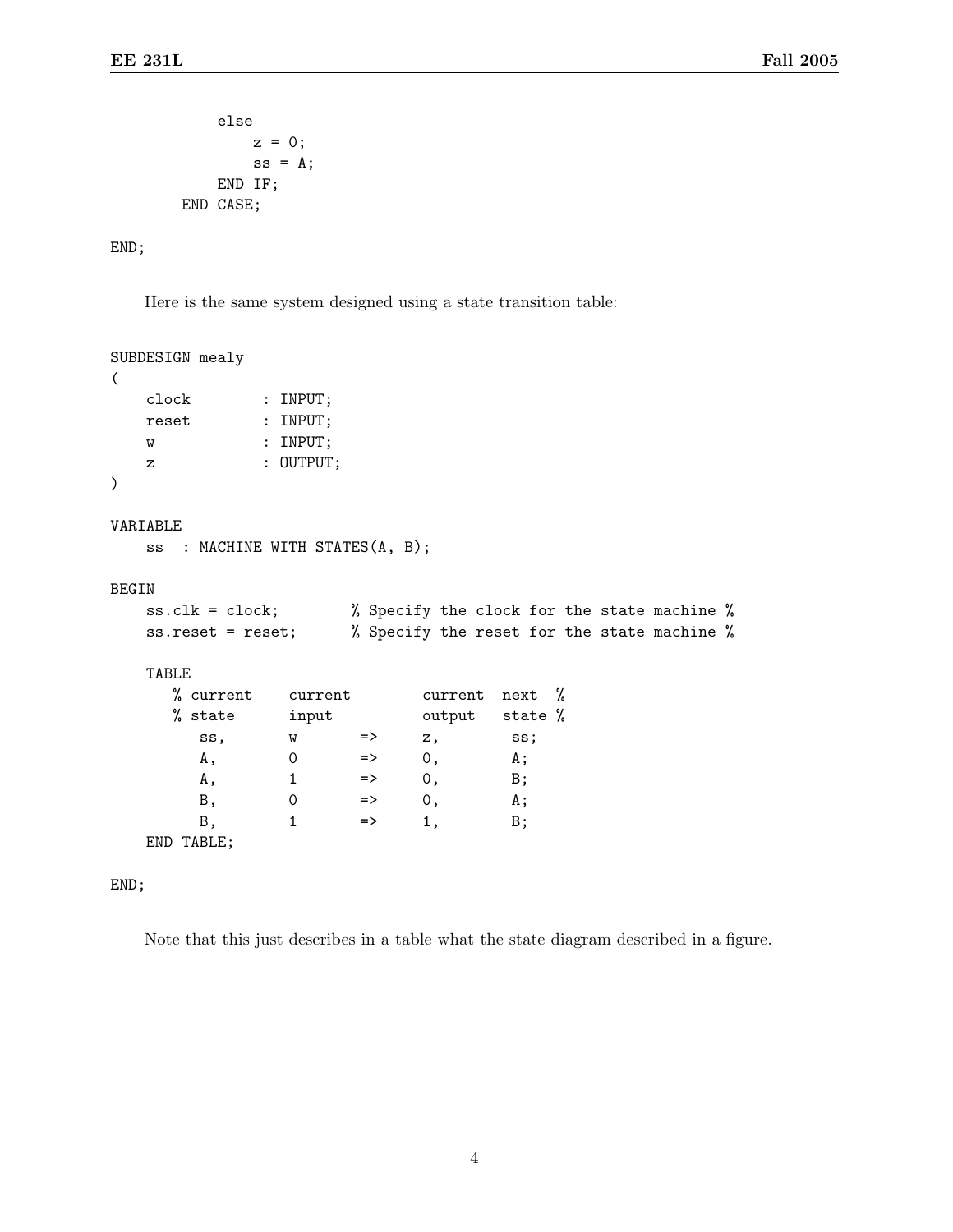```
            else
                z = 0;
                ss = A;
            END IF;
        END CASE;

END;
```

Here is the same system designed using a state transition table:

```
SUBDESIGN mealy
(
    clock        : INPUT;
    reset        : INPUT;
    w            : INPUT;
    z            : OUTPUT;
)

VARIABLE
    ss  : MACHINE WITH STATES(A, B);

BEGIN
    ss.clk = clock;         % Specify the clock for the state machine %
    ss.reset = reset;       % Specify the reset for the state machine %

    TABLE
       % current    current        current  next  %
       % state      input          output   state %
          ss,       w       =>     z,        ss;
          A,        0       =>     0,        A;
          A,        1       =>     0,        B;
          B,        0       =>     0,        A;
          B,        1       =>     1,        B;
    END TABLE;

END;
```

Note that this just describes in a table what the state diagram described in a figure.